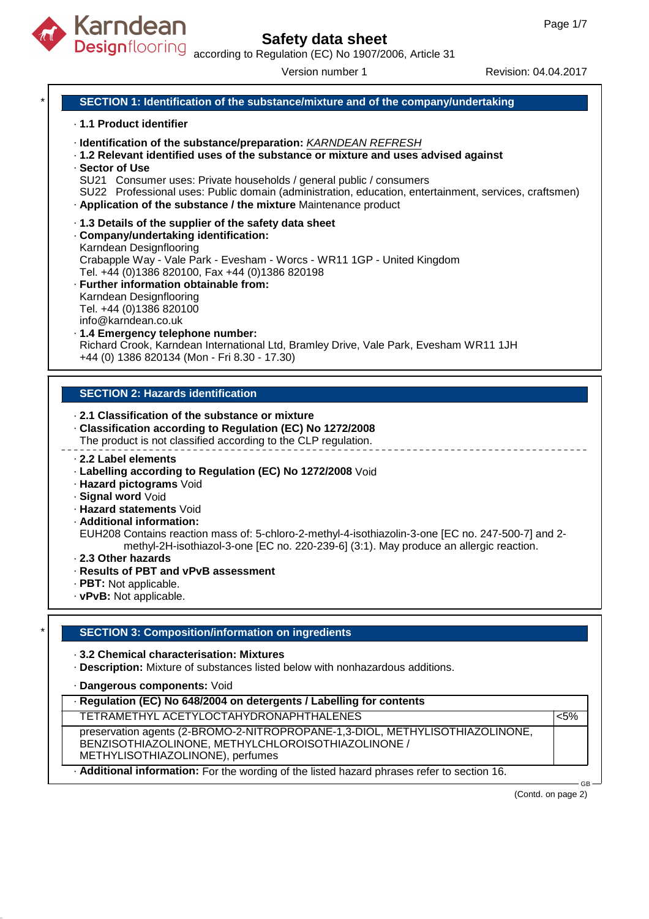# Safety data sheet

according to Regulation (EC) No 1907/2006, Article 31

Version number 1 Revision: 04.04.2017

## SECTION 1: Identification of the substance/mixture and of the company/undertaking

· **1.1 Product identifier**

· **Identification of the substance/preparation:** *KARNDEAN REFRESH*

· **1.2 Relevant identified uses of the substance or mixture and uses advised against**

· **Sector of Use**

SU21 Consumer uses: Private households / general public / consumers

SU22 Professional uses: Public domain (administration, education, entertainment, services, craftsmen)

· **Application of the substance / the mixture** Maintenance product

· **1.3 Details of the supplier of the safety data sheet**

· **Company/undertaking identification:**

Karndean Designflooring
Crabapple Way - Vale Park - Evesham - Worcs - WR11 1GP - United Kingdom
Tel. +44 (0)1386 820100, Fax +44 (0)1386 820198

· **Further information obtainable from:**

Karndean Designflooring
Tel. +44 (0)1386 820100
info@karndean.co.uk

· **1.4 Emergency telephone number:**

Richard Crook, Karndean International Ltd, Bramley Drive, Vale Park, Evesham WR11 1JH
+44 (0) 1386 820134 (Mon - Fri 8.30 - 17.30)

## SECTION 2: Hazards identification

· **2.1 Classification of the substance or mixture**

· **Classification according to Regulation (EC) No 1272/2008**

The product is not classified according to the CLP regulation.

· **2.2 Label elements**

· **Labelling according to Regulation (EC) No 1272/2008** Void

· **Hazard pictograms** Void

· **Signal word** Void

· **Hazard statements** Void

· **Additional information:**

EUH208 Contains reaction mass of: 5-chloro-2-methyl-4-isothiazolin-3-one [EC no. 247-500-7] and 2-methyl-2H-isothiazol-3-one [EC no. 220-239-6] (3:1). May produce an allergic reaction.

· **2.3 Other hazards**

· **Results of PBT and vPvB assessment**

· **PBT:** Not applicable.

· **vPvB:** Not applicable.

## SECTION 3: Composition/information on ingredients

· **3.2 Chemical characterisation: Mixtures**

· **Description:** Mixture of substances listed below with nonhazardous additions.

· **Dangerous components:** Void

| · Regulation (EC) No 648/2004 on detergents / Labelling for contents | |
|---|---|
| TETRAMETHYL ACETYLOCTAHYDRONAPHTHALENES | <5% |
| preservation agents (2-BROMO-2-NITROPROPANE-1,3-DIOL, METHYLISOTHIAZOLINONE, BENZISOTHIAZOLINONE, METHYLCHLOROISOTHIAZOLINONE / METHYLISOTHIAZOLINONE), perfumes | |

· **Additional information:** For the wording of the listed hazard phrases refer to section 16.

(Contd. on page 2)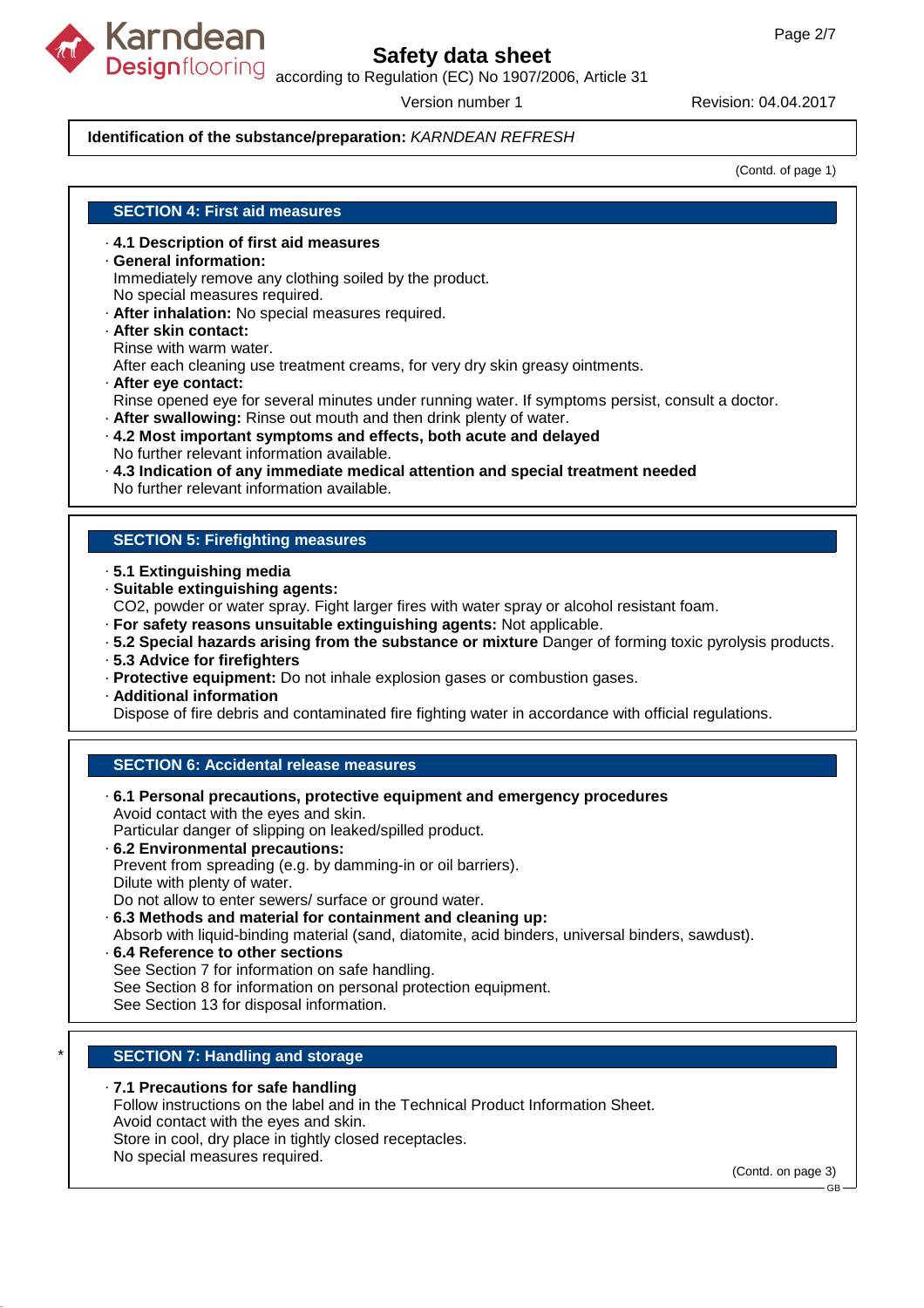**Identification of the substance/preparation:** *KARNDEAN REFRESH*

(Contd. of page 1)

## SECTION 4: First aid measures

- **4.1 Description of first aid measures**
- **General information:**
  Immediately remove any clothing soiled by the product.
  No special measures required.
- **After inhalation:** No special measures required.
- **After skin contact:**
  Rinse with warm water.
  After each cleaning use treatment creams, for very dry skin greasy ointments.
- **After eye contact:**
  Rinse opened eye for several minutes under running water. If symptoms persist, consult a doctor.
- **After swallowing:** Rinse out mouth and then drink plenty of water.
- **4.2 Most important symptoms and effects, both acute and delayed**
  No further relevant information available.
- **4.3 Indication of any immediate medical attention and special treatment needed**
  No further relevant information available.

## SECTION 5: Firefighting measures

- **5.1 Extinguishing media**
- **Suitable extinguishing agents:**
  $CO_2$, powder or water spray. Fight larger fires with water spray or alcohol resistant foam.
- **For safety reasons unsuitable extinguishing agents:** Not applicable.
- **5.2 Special hazards arising from the substance or mixture** Danger of forming toxic pyrolysis products.
- **5.3 Advice for firefighters**
- **Protective equipment:** Do not inhale explosion gases or combustion gases.
- **Additional information**
  Dispose of fire debris and contaminated fire fighting water in accordance with official regulations.

## SECTION 6: Accidental release measures

- **6.1 Personal precautions, protective equipment and emergency procedures**
  Avoid contact with the eyes and skin.
  Particular danger of slipping on leaked/spilled product.
- **6.2 Environmental precautions:**
  Prevent from spreading (e.g. by damming-in or oil barriers).
  Dilute with plenty of water.
  Do not allow to enter sewers/ surface or ground water.
- **6.3 Methods and material for containment and cleaning up:**
  Absorb with liquid-binding material (sand, diatomite, acid binders, universal binders, sawdust).
- **6.4 Reference to other sections**
  See Section 7 for information on safe handling.
  See Section 8 for information on personal protection equipment.
  See Section 13 for disposal information.

## * SECTION 7: Handling and storage

- **7.1 Precautions for safe handling**
  Follow instructions on the label and in the Technical Product Information Sheet.
  Avoid contact with the eyes and skin.
  Store in cool, dry place in tightly closed receptacles.
  No special measures required.

(Contd. on page 3)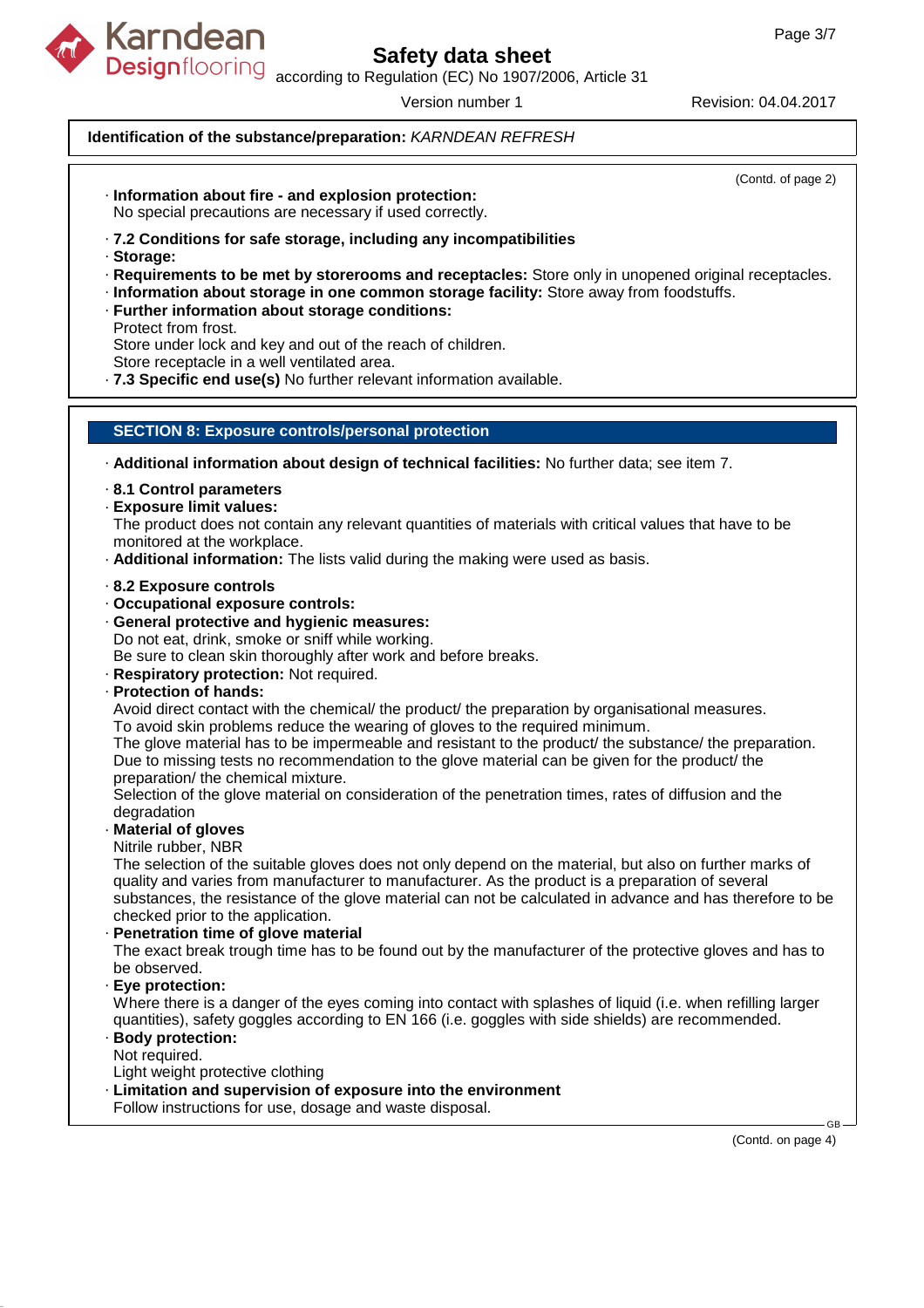**Identification of the substance/preparation:** *KARNDEAN REFRESH*

(Contd. of page 2)

· **Information about fire - and explosion protection:**
No special precautions are necessary if used correctly.

· **7.2 Conditions for safe storage, including any incompatibilities**
· **Storage:**
· **Requirements to be met by storerooms and receptacles:** Store only in unopened original receptacles.
· **Information about storage in one common storage facility:** Store away from foodstuffs.
· **Further information about storage conditions:**
Protect from frost.
Store under lock and key and out of the reach of children.
Store receptacle in a well ventilated area.
· **7.3 Specific end use(s)** No further relevant information available.

## SECTION 8: Exposure controls/personal protection

· **Additional information about design of technical facilities:** No further data; see item 7.

· **8.1 Control parameters**
· **Exposure limit values:**
The product does not contain any relevant quantities of materials with critical values that have to be monitored at the workplace.
· **Additional information:** The lists valid during the making were used as basis.

· **8.2 Exposure controls**
· **Occupational exposure controls:**
· **General protective and hygienic measures:**
Do not eat, drink, smoke or sniff while working.
Be sure to clean skin thoroughly after work and before breaks.
· **Respiratory protection:** Not required.
· **Protection of hands:**
Avoid direct contact with the chemical/ the product/ the preparation by organisational measures.
To avoid skin problems reduce the wearing of gloves to the required minimum.
The glove material has to be impermeable and resistant to the product/ the substance/ the preparation.
Due to missing tests no recommendation to the glove material can be given for the product/ the preparation/ the chemical mixture.
Selection of the glove material on consideration of the penetration times, rates of diffusion and the degradation
· **Material of gloves**
Nitrile rubber, NBR
The selection of the suitable gloves does not only depend on the material, but also on further marks of quality and varies from manufacturer to manufacturer. As the product is a preparation of several substances, the resistance of the glove material can not be calculated in advance and has therefore to be checked prior to the application.
· **Penetration time of glove material**
The exact break trough time has to be found out by the manufacturer of the protective gloves and has to be observed.
· **Eye protection:**
Where there is a danger of the eyes coming into contact with splashes of liquid (i.e. when refilling larger quantities), safety goggles according to EN 166 (i.e. goggles with side shields) are recommended.
· **Body protection:**
Not required.
Light weight protective clothing
· **Limitation and supervision of exposure into the environment**
Follow instructions for use, dosage and waste disposal.

(Contd. on page 4)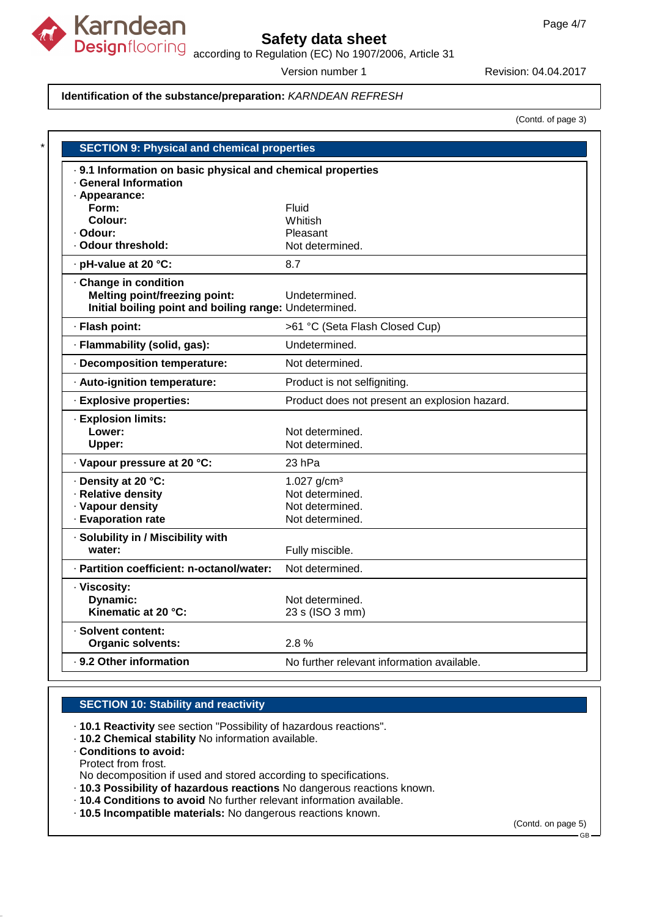**Identification of the substance/preparation:** *KARNDEAN REFRESH*

(Contd. of page 3)

## SECTION 9: Physical and chemical properties

| · 9.1 Information on basic physical and chemical properties | |
|---|---|
| · General Information | |
| · Appearance: | |
| Form: | Fluid |
| Colour: | Whitish |
| · Odour: | Pleasant |
| · Odour threshold: | Not determined. |
| · pH-value at 20 °C: | 8.7 |
| · Change in condition | |
| Melting point/freezing point: | Undetermined. |
| Initial boiling point and boiling range: | Undetermined. |
| · Flash point: | >61 °C (Seta Flash Closed Cup) |
| · Flammability (solid, gas): | Undetermined. |
| · Decomposition temperature: | Not determined. |
| · Auto-ignition temperature: | Product is not selfigniting. |
| · Explosive properties: | Product does not present an explosion hazard. |
| · Explosion limits: | |
| Lower: | Not determined. |
| Upper: | Not determined. |
| · Vapour pressure at 20 °C: | 23 hPa |
| · Density at 20 °C: | 1.027 g/cm³ |
| · Relative density | Not determined. |
| · Vapour density | Not determined. |
| · Evaporation rate | Not determined. |
| · Solubility in / Miscibility with water: | Fully miscible. |
| · Partition coefficient: n-octanol/water: | Not determined. |
| · Viscosity: | |
| Dynamic: | Not determined. |
| Kinematic at 20 °C: | 23 s (ISO 3 mm) |
| · Solvent content: | |
| Organic solvents: | 2.8 % |
| · 9.2 Other information | No further relevant information available. |

## SECTION 10: Stability and reactivity

- **10.1 Reactivity** see section "Possibility of hazardous reactions".
- **10.2 Chemical stability** No information available.
- **Conditions to avoid:**
  Protect from frost.
  No decomposition if used and stored according to specifications.
- **10.3 Possibility of hazardous reactions** No dangerous reactions known.
- **10.4 Conditions to avoid** No further relevant information available.
- **10.5 Incompatible materials:** No dangerous reactions known.

(Contd. on page 5)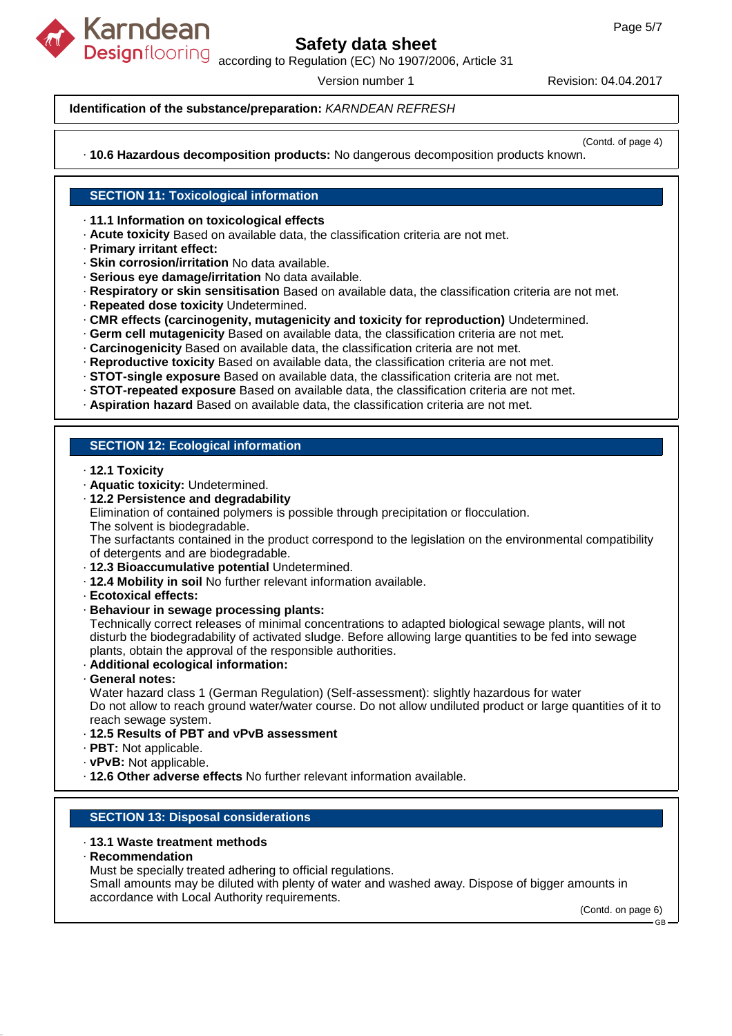**Identification of the substance/preparation:** *KARNDEAN REFRESH*

(Contd. of page 4)

· **10.6 Hazardous decomposition products:** No dangerous decomposition products known.

## SECTION 11: Toxicological information

· **11.1 Information on toxicological effects**
· **Acute toxicity** Based on available data, the classification criteria are not met.
· **Primary irritant effect:**
· **Skin corrosion/irritation** No data available.
· **Serious eye damage/irritation** No data available.
· **Respiratory or skin sensitisation** Based on available data, the classification criteria are not met.
· **Repeated dose toxicity** Undetermined.
· **CMR effects (carcinogenity, mutagenicity and toxicity for reproduction)** Undetermined.
· **Germ cell mutagenicity** Based on available data, the classification criteria are not met.
· **Carcinogenicity** Based on available data, the classification criteria are not met.
· **Reproductive toxicity** Based on available data, the classification criteria are not met.
· **STOT-single exposure** Based on available data, the classification criteria are not met.
· **STOT-repeated exposure** Based on available data, the classification criteria are not met.
· **Aspiration hazard** Based on available data, the classification criteria are not met.

## SECTION 12: Ecological information

· **12.1 Toxicity**
· **Aquatic toxicity:** Undetermined.
· **12.2 Persistence and degradability**
Elimination of contained polymers is possible through precipitation or flocculation.
The solvent is biodegradable.
The surfactants contained in the product correspond to the legislation on the environmental compatibility of detergents and are biodegradable.
· **12.3 Bioaccumulative potential** Undetermined.
· **12.4 Mobility in soil** No further relevant information available.
· **Ecotoxical effects:**
· **Behaviour in sewage processing plants:**
Technically correct releases of minimal concentrations to adapted biological sewage plants, will not disturb the biodegradability of activated sludge. Before allowing large quantities to be fed into sewage plants, obtain the approval of the responsible authorities.
· **Additional ecological information:**
· **General notes:**
Water hazard class 1 (German Regulation) (Self-assessment): slightly hazardous for water
Do not allow to reach ground water/water course. Do not allow undiluted product or large quantities of it to reach sewage system.
· **12.5 Results of PBT and vPvB assessment**
· **PBT:** Not applicable.
· **vPvB:** Not applicable.
· **12.6 Other adverse effects** No further relevant information available.

## SECTION 13: Disposal considerations

· **13.1 Waste treatment methods**
· **Recommendation**
Must be specially treated adhering to official regulations.
Small amounts may be diluted with plenty of water and washed away. Dispose of bigger amounts in accordance with Local Authority requirements.

(Contd. on page 6)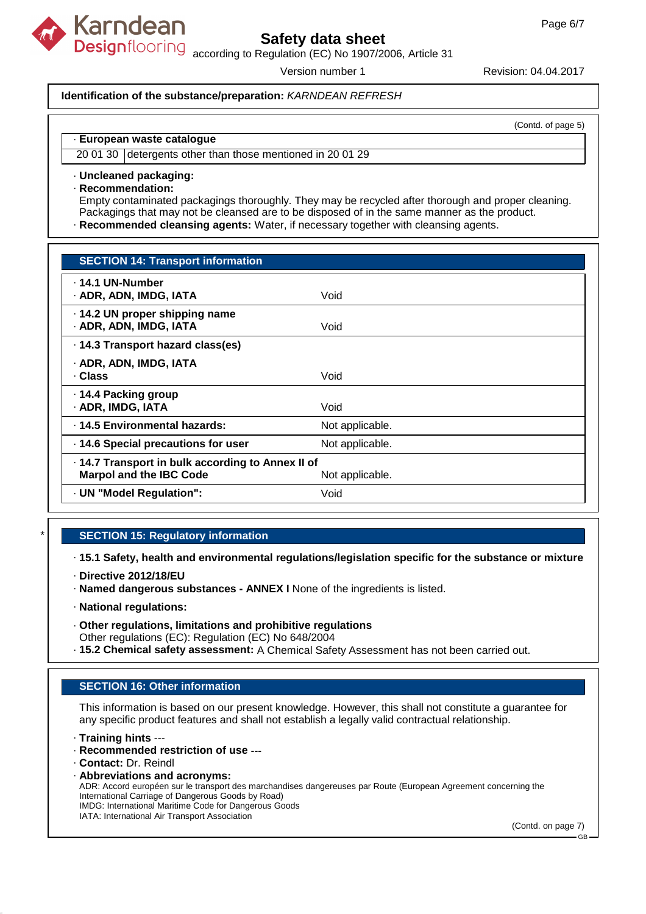**Identification of the substance/preparation:** *KARNDEAN REFRESH*

(Contd. of page 5)

| · **European waste catalogue** | |
|---|---|
| 20 01 30 | detergents other than those mentioned in 20 01 29 |

· **Uncleaned packaging:**
· **Recommendation:**
Empty contaminated packagings thoroughly. They may be recycled after thorough and proper cleaning. Packagings that may not be cleansed are to be disposed of in the same manner as the product.
· **Recommended cleansing agents:** Water, if necessary together with cleansing agents.

## SECTION 14: Transport information

| | |
|---|---|
| · **14.1 UN-Number**<br>· **ADR, ADN, IMDG, IATA** | Void |
| · **14.2 UN proper shipping name**<br>· **ADR, ADN, IMDG, IATA** | Void |
| · **14.3 Transport hazard class(es)**<br>· **ADR, ADN, IMDG, IATA**<br>· **Class** | Void |
| · **14.4 Packing group**<br>· **ADR, IMDG, IATA** | Void |
| · **14.5 Environmental hazards:** | Not applicable. |
| · **14.6 Special precautions for user** | Not applicable. |
| · **14.7 Transport in bulk according to Annex II of Marpol and the IBC Code** | Not applicable. |
| · **UN "Model Regulation":** | Void |

\* 

## SECTION 15: Regulatory information

· **15.1 Safety, health and environmental regulations/legislation specific for the substance or mixture**

· **Directive 2012/18/EU**
· **Named dangerous substances - ANNEX I** None of the ingredients is listed.

· **National regulations:**

· **Other regulations, limitations and prohibitive regulations**
Other regulations (EC): Regulation (EC) No 648/2004
· **15.2 Chemical safety assessment:** A Chemical Safety Assessment has not been carried out.

## SECTION 16: Other information

This information is based on our present knowledge. However, this shall not constitute a guarantee for any specific product features and shall not establish a legally valid contractual relationship.

· **Training hints** ---
· **Recommended restriction of use** ---
· **Contact:** Dr. Reindl
· **Abbreviations and acronyms:**
ADR: Accord européen sur le transport des marchandises dangereuses par Route (European Agreement concerning the International Carriage of Dangerous Goods by Road)
IMDG: International Maritime Code for Dangerous Goods
IATA: International Air Transport Association

(Contd. on page 7)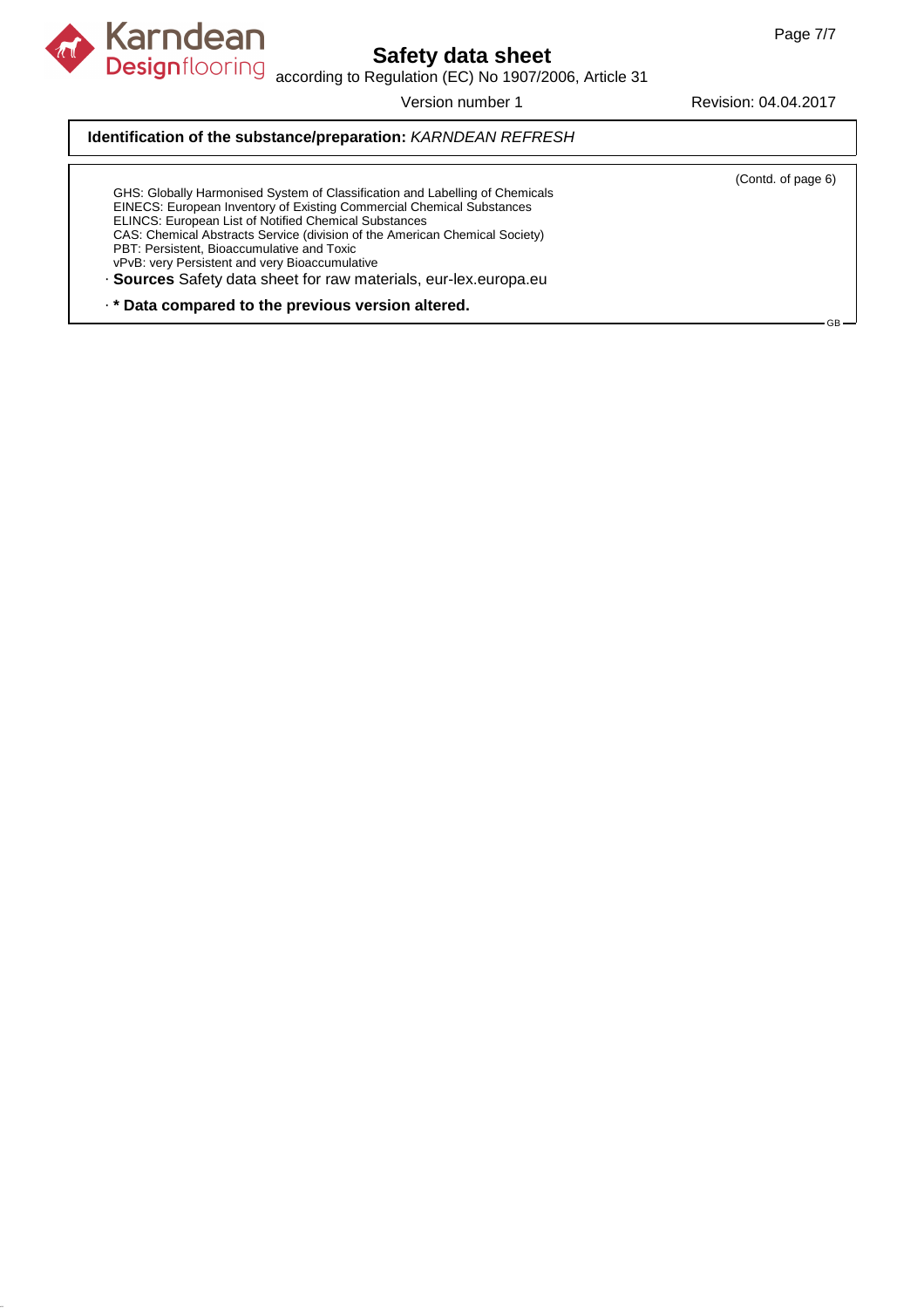**Identification of the substance/preparation:** *KARNDEAN REFRESH*

(Contd. of page 6)

GHS: Globally Harmonised System of Classification and Labelling of Chemicals
EINECS: European Inventory of Existing Commercial Chemical Substances
ELINCS: European List of Notified Chemical Substances
CAS: Chemical Abstracts Service (division of the American Chemical Society)
PBT: Persistent, Bioaccumulative and Toxic
vPvB: very Persistent and very Bioaccumulative

· **Sources** Safety data sheet for raw materials, eur-lex.europa.eu

· **\* Data compared to the previous version altered.**

GB